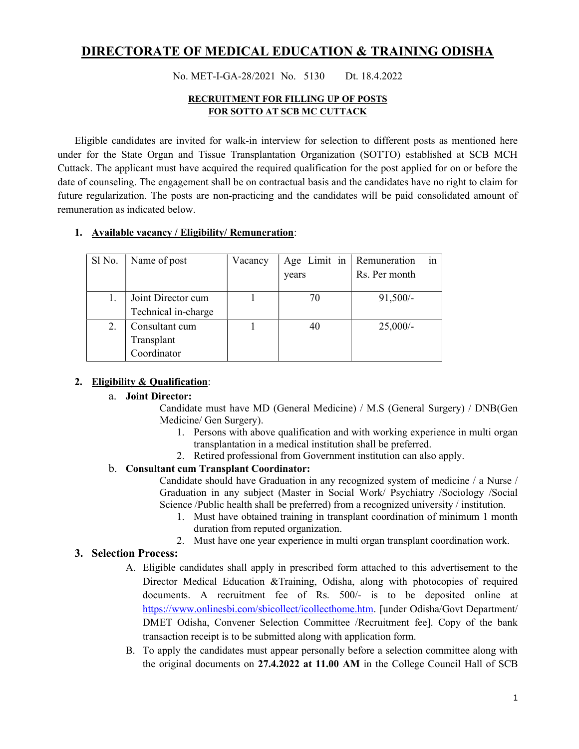# DIRECTORATE OF MEDICAL EDUCATION & TRAINING ODISHA

No. MET-I-GA-28/2021 No. 5130 Dt. 18.4.2022

**RECRUITMENT FOR FILLING UP OF POSTS FOR SOTTO AT SCB MC CUTTACK**

Eligible candidates are invited for walk-in interview for selection to different posts as mentioned here under for the State Organ and Tissue Transplantation Organization (SOTTO) established at SCB MCH Cuttack. The applicant must have acquired the required qualification for the post applied for on or before the date of counseling. The engagement shall be on contractual basis and the candidates have no right to claim for future regularization. The posts are non-practicing and the candidates will be paid consolidated amount of remuneration as indicated below.

1. **Available vacancy / Eligibility/ Remuneration**:

| Sl No. | Name of post | Vacancy | Age Limit in years | Remuneration in Rs. Per month |
|---|---|---|---|---|
| 1. | Joint Director cum Technical in-charge | 1 | 70 | 91,500/- |
| 2. | Consultant cum Transplant Coordinator | 1 | 40 | 25,000/- |

2. **Eligibility & Qualification**:

   a. **Joint Director:**

   Candidate must have MD (General Medicine) / M.S (General Surgery) / DNB(Gen Medicine/ Gen Surgery).

   1. Persons with above qualification and with working experience in multi organ transplantation in a medical institution shall be preferred.
   2. Retired professional from Government institution can also apply.

   b. **Consultant cum Transplant Coordinator:**

   Candidate should have Graduation in any recognized system of medicine / a Nurse / Graduation in any subject (Master in Social Work/ Psychiatry /Sociology /Social Science /Public health shall be preferred) from a recognized university / institution.

   1. Must have obtained training in transplant coordination of minimum 1 month duration from reputed organization.
   2. Must have one year experience in multi organ transplant coordination work.

3. **Selection Process:**

   A. Eligible candidates shall apply in prescribed form attached to this advertisement to the Director Medical Education &Training, Odisha, along with photocopies of required documents. A recruitment fee of Rs. 500/- is to be deposited online at https://www.onlinesbi.com/sbicollect/icollecthome.htm. [under Odisha/Govt Department/ DMET Odisha, Convener Selection Committee /Recruitment fee]. Copy of the bank transaction receipt is to be submitted along with application form.

   B. To apply the candidates must appear personally before a selection committee along with the original documents on **27.4.2022 at 11.00 AM** in the College Council Hall of SCB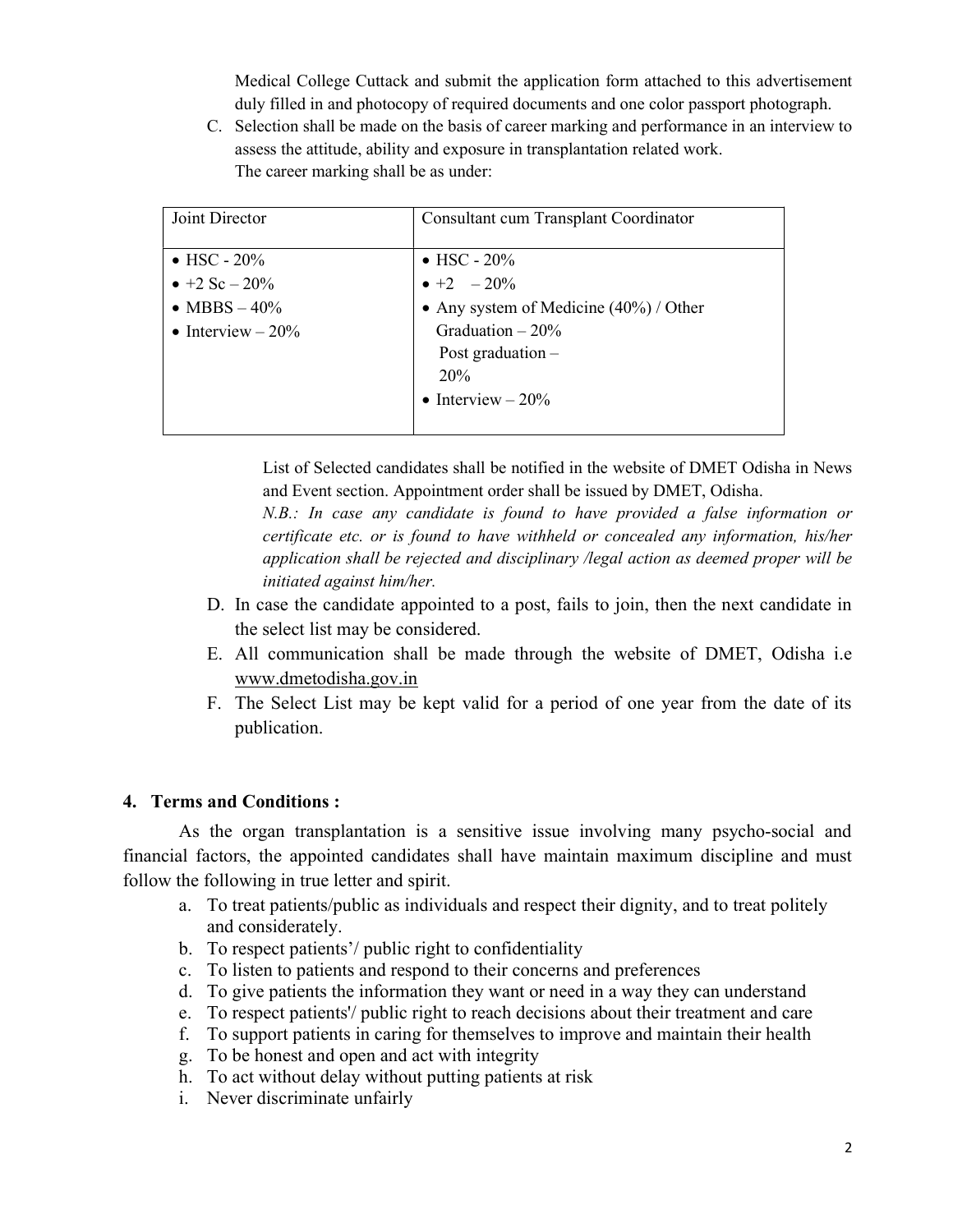Medical College Cuttack and submit the application form attached to this advertisement duly filled in and photocopy of required documents and one color passport photograph.

C. Selection shall be made on the basis of career marking and performance in an interview to assess the attitude, ability and exposure in transplantation related work.
   The career marking shall be as under:

| Joint Director | Consultant cum Transplant Coordinator |
|---|---|
| • HSC - 20%<br>• +2 Sc – 20%<br>• MBBS – 40%<br>• Interview – 20% | • HSC - 20%<br>• +2 – 20%<br>• Any system of Medicine (40%) / Other Graduation – 20%<br>Post graduation – 20%<br>• Interview – 20% |

List of Selected candidates shall be notified in the website of DMET Odisha in News and Event section. Appointment order shall be issued by DMET, Odisha.

*N.B.: In case any candidate is found to have provided a false information or certificate etc. or is found to have withheld or concealed any information, his/her application shall be rejected and disciplinary /legal action as deemed proper will be initiated against him/her.*

D. In case the candidate appointed to a post, fails to join, then the next candidate in the select list may be considered.

E. All communication shall be made through the website of DMET, Odisha i.e www.dmetodisha.gov.in

F. The Select List may be kept valid for a period of one year from the date of its publication.

## 4. Terms and Conditions :

As the organ transplantation is a sensitive issue involving many psycho-social and financial factors, the appointed candidates shall have maintain maximum discipline and must follow the following in true letter and spirit.

a. To treat patients/public as individuals and respect their dignity, and to treat politely and considerately.
b. To respect patients'/ public right to confidentiality
c. To listen to patients and respond to their concerns and preferences
d. To give patients the information they want or need in a way they can understand
e. To respect patients'/ public right to reach decisions about their treatment and care
f. To support patients in caring for themselves to improve and maintain their health
g. To be honest and open and act with integrity
h. To act without delay without putting patients at risk
i. Never discriminate unfairly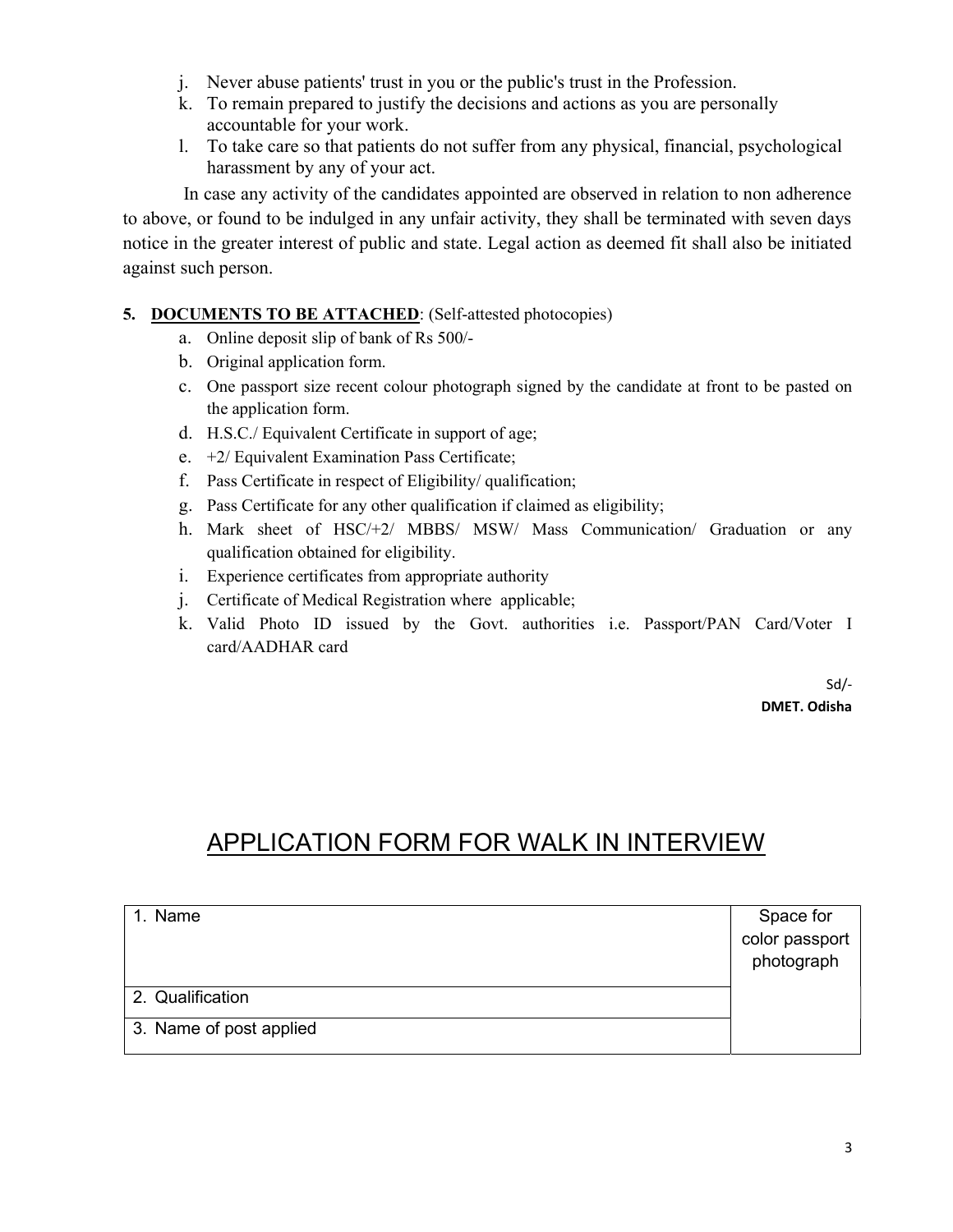j. Never abuse patients' trust in you or the public's trust in the Profession.
k. To remain prepared to justify the decisions and actions as you are personally accountable for your work.
l. To take care so that patients do not suffer from any physical, financial, psychological harassment by any of your act.

In case any activity of the candidates appointed are observed in relation to non adherence to above, or found to be indulged in any unfair activity, they shall be terminated with seven days notice in the greater interest of public and state. Legal action as deemed fit shall also be initiated against such person.

5. **DOCUMENTS TO BE ATTACHED**: (Self-attested photocopies)
   a. Online deposit slip of bank of Rs 500/-
   b. Original application form.
   c. One passport size recent colour photograph signed by the candidate at front to be pasted on the application form.
   d. H.S.C./ Equivalent Certificate in support of age;
   e. +2/ Equivalent Examination Pass Certificate;
   f. Pass Certificate in respect of Eligibility/ qualification;
   g. Pass Certificate for any other qualification if claimed as eligibility;
   h. Mark sheet of HSC/+2/ MBBS/ MSW/ Mass Communication/ Graduation or any qualification obtained for eligibility.
   i. Experience certificates from appropriate authority
   j. Certificate of Medical Registration where applicable;
   k. Valid Photo ID issued by the Govt. authorities i.e. Passport/PAN Card/Voter I card/AADHAR card

Sd/-
**DMET. Odisha**

# APPLICATION FORM FOR WALK IN INTERVIEW

| | |
|---|---|
| 1. Name | Space for color passport photograph |
| 2. Qualification | |
| 3. Name of post applied | |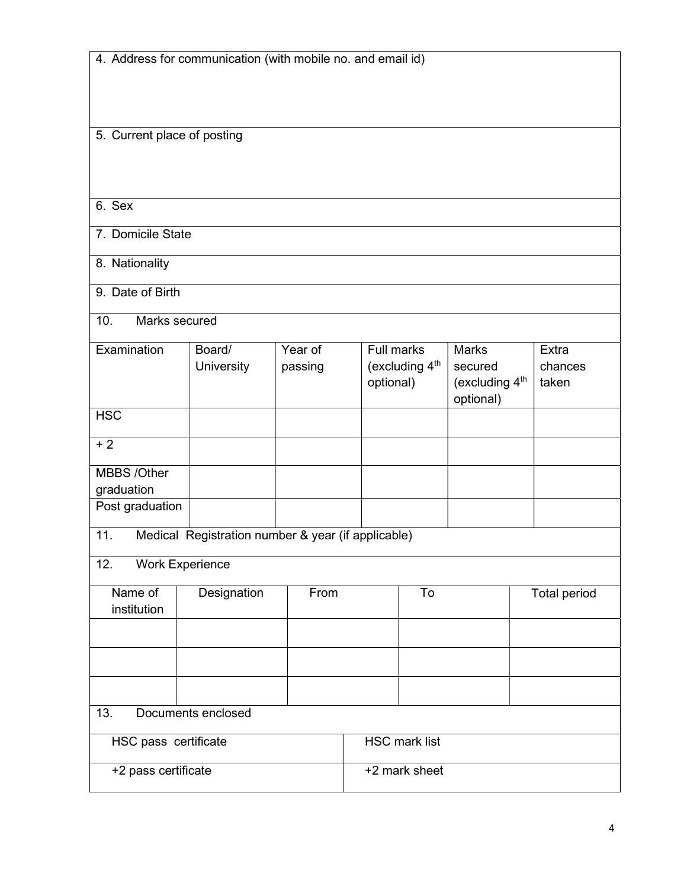4. Address for communication (with mobile no. and email id)

5. Current place of posting

6. Sex

7. Domicile State

8. Nationality

9. Date of Birth

10. Marks secured

| Examination | Board/ University | Year of passing | Full marks (excluding 4th optional) | Marks secured (excluding 4th optional) | Extra chances taken |
|---|---|---|---|---|---|
| HSC | | | | | |
| + 2 | | | | | |
| MBBS /Other graduation | | | | | |
| Post graduation | | | | | |

11. Medical Registration number & year (if applicable)

12. Work Experience

| Name of institution | Designation | From | To | Total period |
|---|---|---|---|---|
| | | | | |
| | | | | |
| | | | | |

13. Documents enclosed

| | |
|---|---|
| HSC pass certificate | HSC mark list |
| +2 pass certificate | +2 mark sheet |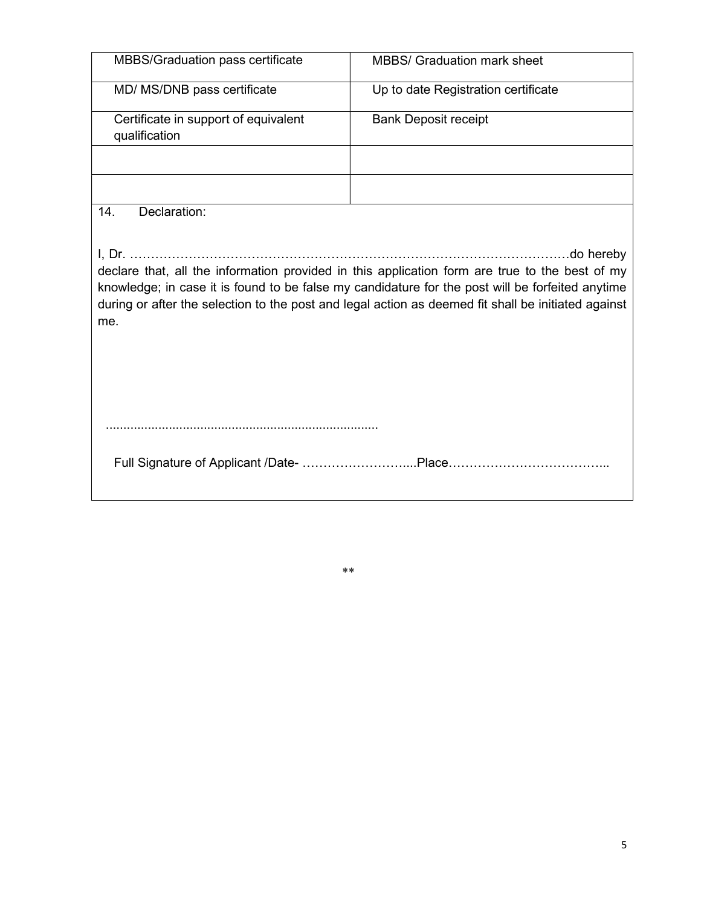| | |
|---|---|
| MBBS/Graduation pass certificate | MBBS/ Graduation mark sheet |
| MD/ MS/DNB pass certificate | Up to date Registration certificate |
| Certificate in support of equivalent qualification | Bank Deposit receipt |
| | |
| | |

14. Declaration:

I, Dr. ……………………………………………………………………………………………do hereby declare that, all the information provided in this application form are true to the best of my knowledge; in case it is found to be false my candidature for the post will be forfeited anytime during or after the selection to the post and legal action as deemed fit shall be initiated against me.

..............................................................................

Full Signature of Applicant /Date- …………………….....Place………………………………...

**